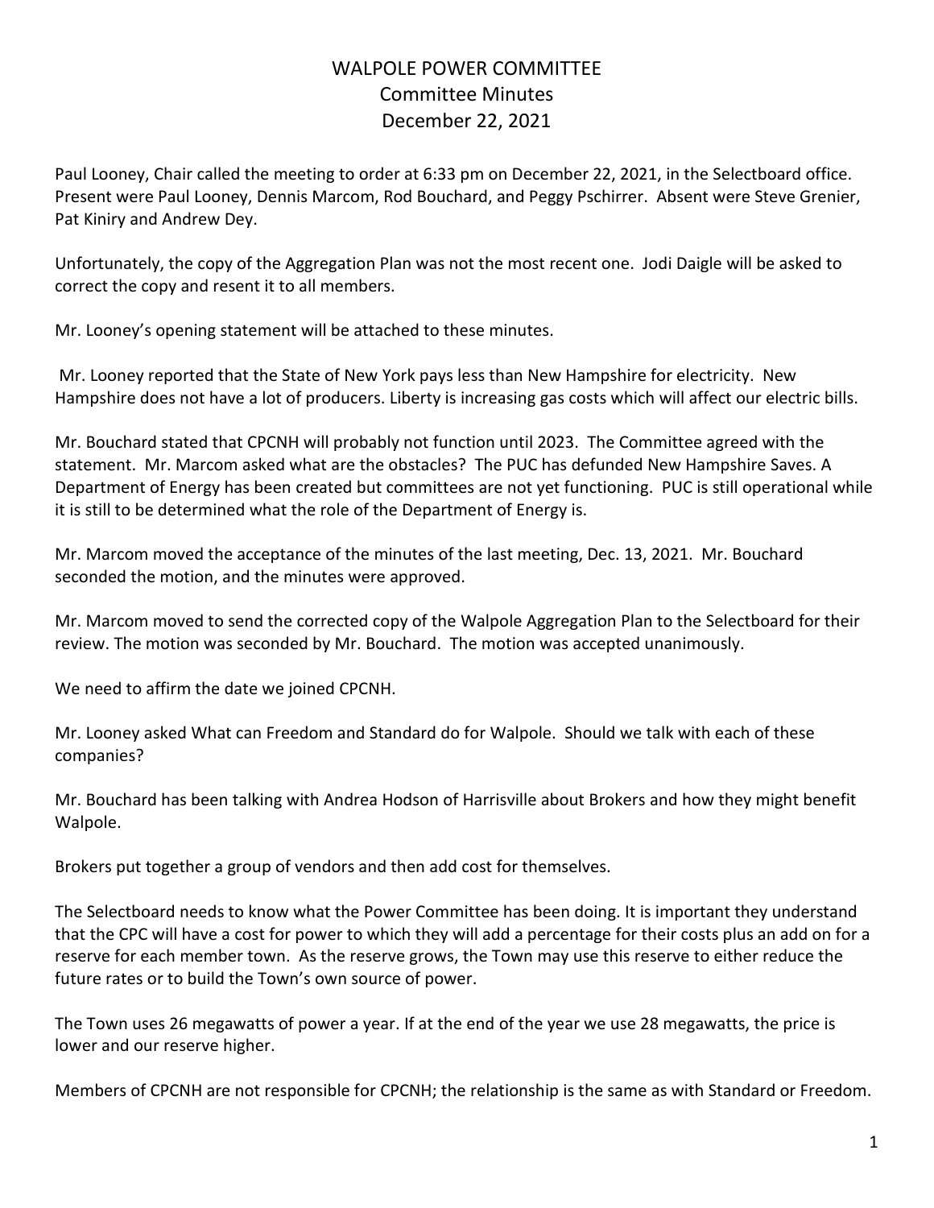# WALPOLE POWER COMMITTEE
## Committee Minutes
## December 22, 2021

Paul Looney, Chair called the meeting to order at 6:33 pm on December 22, 2021, in the Selectboard office. Present were Paul Looney, Dennis Marcom, Rod Bouchard, and Peggy Pschirrer. Absent were Steve Grenier, Pat Kiniry and Andrew Dey.

Unfortunately, the copy of the Aggregation Plan was not the most recent one. Jodi Daigle will be asked to correct the copy and resent it to all members.

Mr. Looney's opening statement will be attached to these minutes.

Mr. Looney reported that the State of New York pays less than New Hampshire for electricity. New Hampshire does not have a lot of producers. Liberty is increasing gas costs which will affect our electric bills.

Mr. Bouchard stated that CPCNH will probably not function until 2023. The Committee agreed with the statement. Mr. Marcom asked what are the obstacles? The PUC has defunded New Hampshire Saves. A Department of Energy has been created but committees are not yet functioning. PUC is still operational while it is still to be determined what the role of the Department of Energy is.

Mr. Marcom moved the acceptance of the minutes of the last meeting, Dec. 13, 2021. Mr. Bouchard seconded the motion, and the minutes were approved.

Mr. Marcom moved to send the corrected copy of the Walpole Aggregation Plan to the Selectboard for their review. The motion was seconded by Mr. Bouchard. The motion was accepted unanimously.

We need to affirm the date we joined CPCNH.

Mr. Looney asked What can Freedom and Standard do for Walpole. Should we talk with each of these companies?

Mr. Bouchard has been talking with Andrea Hodson of Harrisville about Brokers and how they might benefit Walpole.

Brokers put together a group of vendors and then add cost for themselves.

The Selectboard needs to know what the Power Committee has been doing. It is important they understand that the CPC will have a cost for power to which they will add a percentage for their costs plus an add on for a reserve for each member town. As the reserve grows, the Town may use this reserve to either reduce the future rates or to build the Town's own source of power.

The Town uses 26 megawatts of power a year. If at the end of the year we use 28 megawatts, the price is lower and our reserve higher.

Members of CPCNH are not responsible for CPCNH; the relationship is the same as with Standard or Freedom.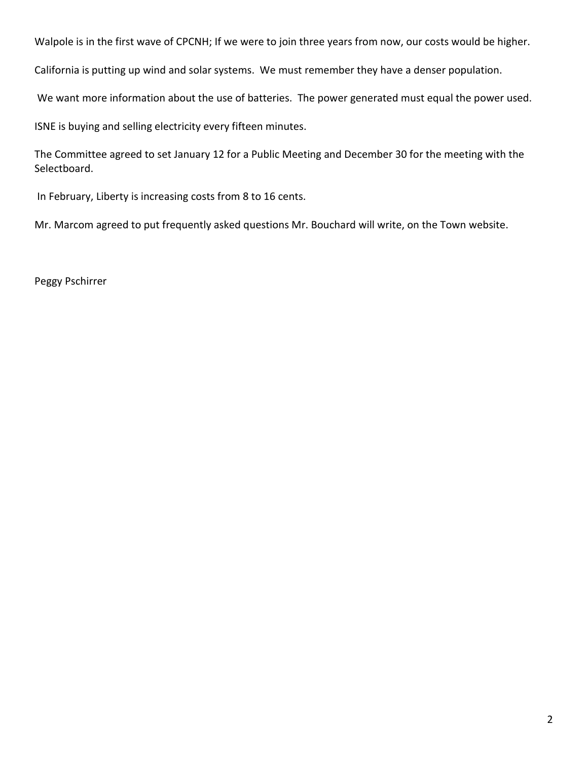Walpole is in the first wave of CPCNH; If we were to join three years from now, our costs would be higher.

California is putting up wind and solar systems. We must remember they have a denser population.

We want more information about the use of batteries. The power generated must equal the power used.

ISNE is buying and selling electricity every fifteen minutes.

The Committee agreed to set January 12 for a Public Meeting and December 30 for the meeting with the Selectboard.

In February, Liberty is increasing costs from 8 to 16 cents.

Mr. Marcom agreed to put frequently asked questions Mr. Bouchard will write, on the Town website.

Peggy Pschirrer